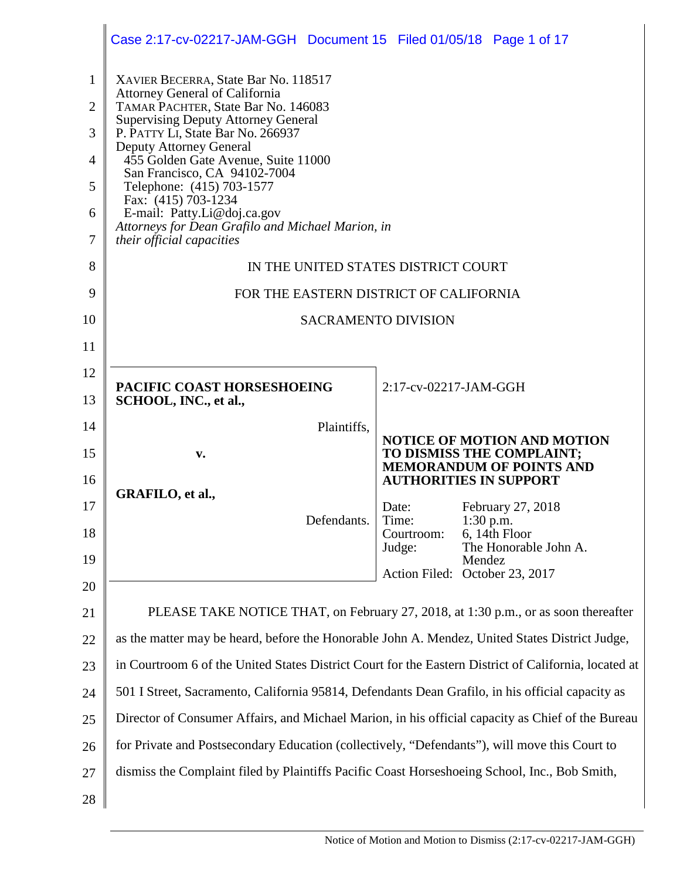XAVIER BECERRA, State Bar No. 118517
Attorney General of California
TAMAR PACHTER, State Bar No. 146083
Supervising Deputy Attorney General
P. PATTY LI, State Bar No. 266937
Deputy Attorney General
455 Golden Gate Avenue, Suite 11000
San Francisco, CA 94102-7004
Telephone: (415) 703-1577
Fax: (415) 703-1234
E-mail: Patty.Li@doj.ca.gov
*Attorneys for Dean Grafilo and Michael Marion, in their official capacities*

IN THE UNITED STATES DISTRICT COURT

FOR THE EASTERN DISTRICT OF CALIFORNIA

SACRAMENTO DIVISION

| | |
|---|---|
| **PACIFIC COAST HORSESHOEING SCHOOL, INC., et al.,**<br><br>Plaintiffs,<br><br>**v.**<br><br>**GRAFILO, et al.,**<br><br>Defendants. | 2:17-cv-02217-JAM-GGH<br><br>**NOTICE OF MOTION AND MOTION TO DISMISS THE COMPLAINT; MEMORANDUM OF POINTS AND AUTHORITIES IN SUPPORT**<br><br>Date: February 27, 2018<br>Time: 1:30 p.m.<br>Courtroom: 6, 14th Floor<br>Judge: The Honorable John A. Mendez<br>Action Filed: October 23, 2017 |

PLEASE TAKE NOTICE THAT, on February 27, 2018, at 1:30 p.m., or as soon thereafter as the matter may be heard, before the Honorable John A. Mendez, United States District Judge, in Courtroom 6 of the United States District Court for the Eastern District of California, located at 501 I Street, Sacramento, California 95814, Defendants Dean Grafilo, in his official capacity as Director of Consumer Affairs, and Michael Marion, in his official capacity as Chief of the Bureau for Private and Postsecondary Education (collectively, "Defendants"), will move this Court to dismiss the Complaint filed by Plaintiffs Pacific Coast Horseshoeing School, Inc., Bob Smith,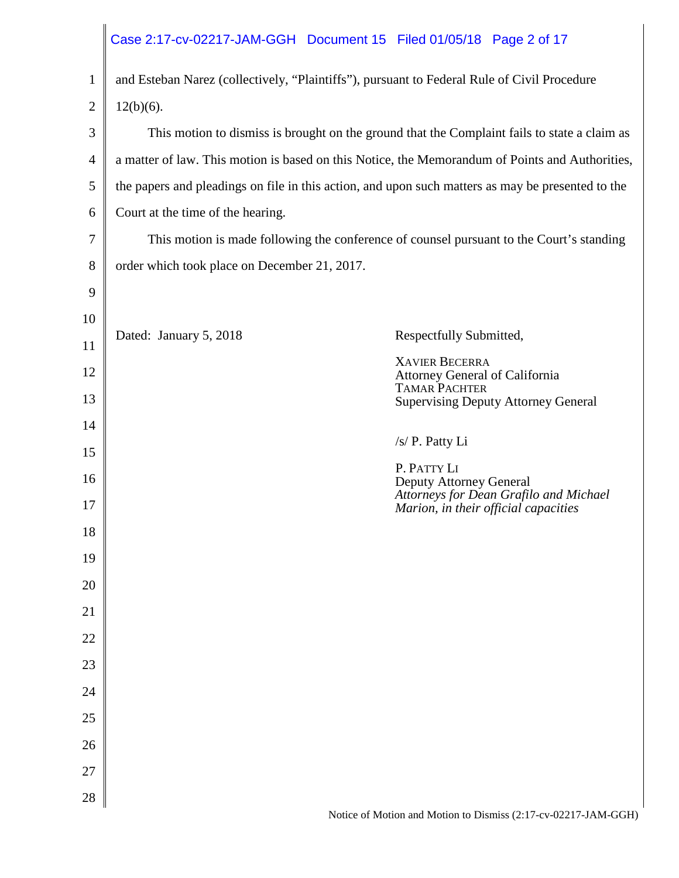and Esteban Narez (collectively, "Plaintiffs"), pursuant to Federal Rule of Civil Procedure 12(b)(6).

This motion to dismiss is brought on the ground that the Complaint fails to state a claim as a matter of law. This motion is based on this Notice, the Memorandum of Points and Authorities, the papers and pleadings on file in this action, and upon such matters as may be presented to the Court at the time of the hearing.

This motion is made following the conference of counsel pursuant to the Court's standing order which took place on December 21, 2017.

Dated: January 5, 2018

Respectfully Submitted,

XAVIER BECERRA
Attorney General of California
TAMAR PACHTER
Supervising Deputy Attorney General

/s/ P. Patty Li

P. PATTY LI
Deputy Attorney General
*Attorneys for Dean Grafilo and Michael Marion, in their official capacities*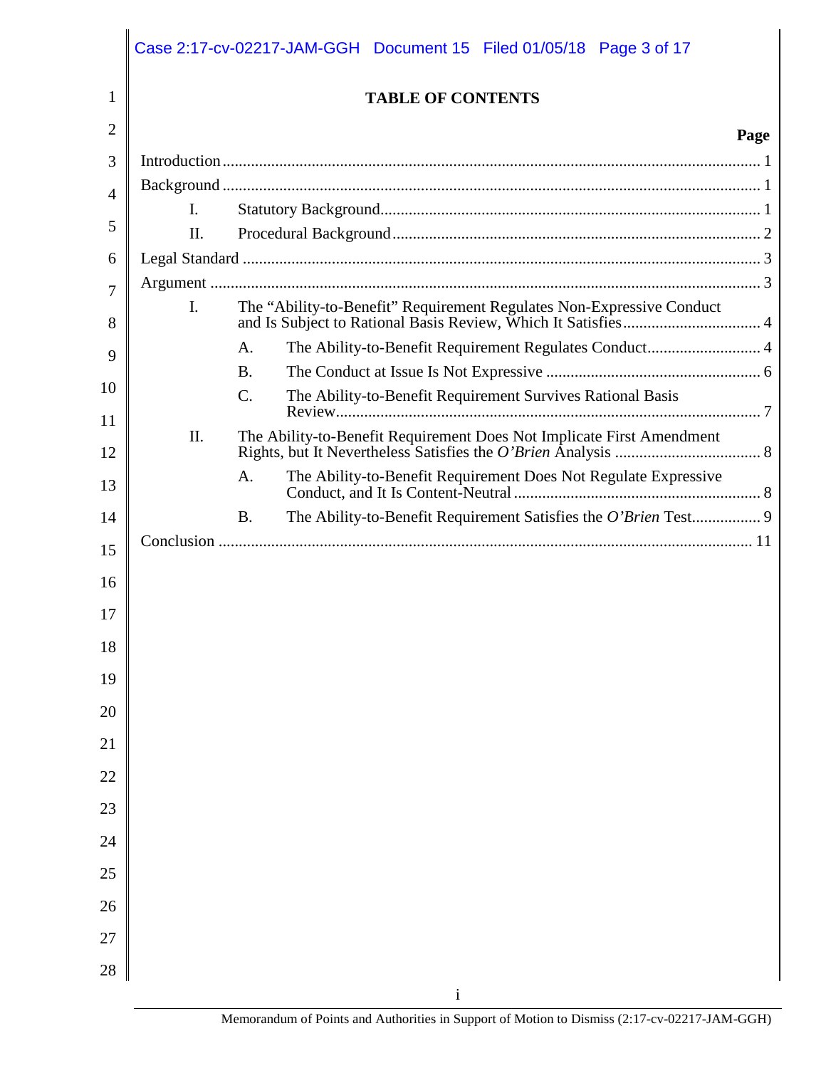# TABLE OF CONTENTS

| | Page |
|---|---|
| Introduction | 1 |
| Background | 1 |
| I. Statutory Background | 1 |
| II. Procedural Background | 2 |
| Legal Standard | 3 |
| Argument | 3 |
| I. The "Ability-to-Benefit" Requirement Regulates Non-Expressive Conduct and Is Subject to Rational Basis Review, Which It Satisfies | 4 |
| A. The Ability-to-Benefit Requirement Regulates Conduct | 4 |
| B. The Conduct at Issue Is Not Expressive | 6 |
| C. The Ability-to-Benefit Requirement Survives Rational Basis Review | 7 |
| II. The Ability-to-Benefit Requirement Does Not Implicate First Amendment Rights, but It Nevertheless Satisfies the *O'Brien* Analysis | 8 |
| A. The Ability-to-Benefit Requirement Does Not Regulate Expressive Conduct, and It Is Content-Neutral | 8 |
| B. The Ability-to-Benefit Requirement Satisfies the *O'Brien* Test | 9 |
| Conclusion | 11 |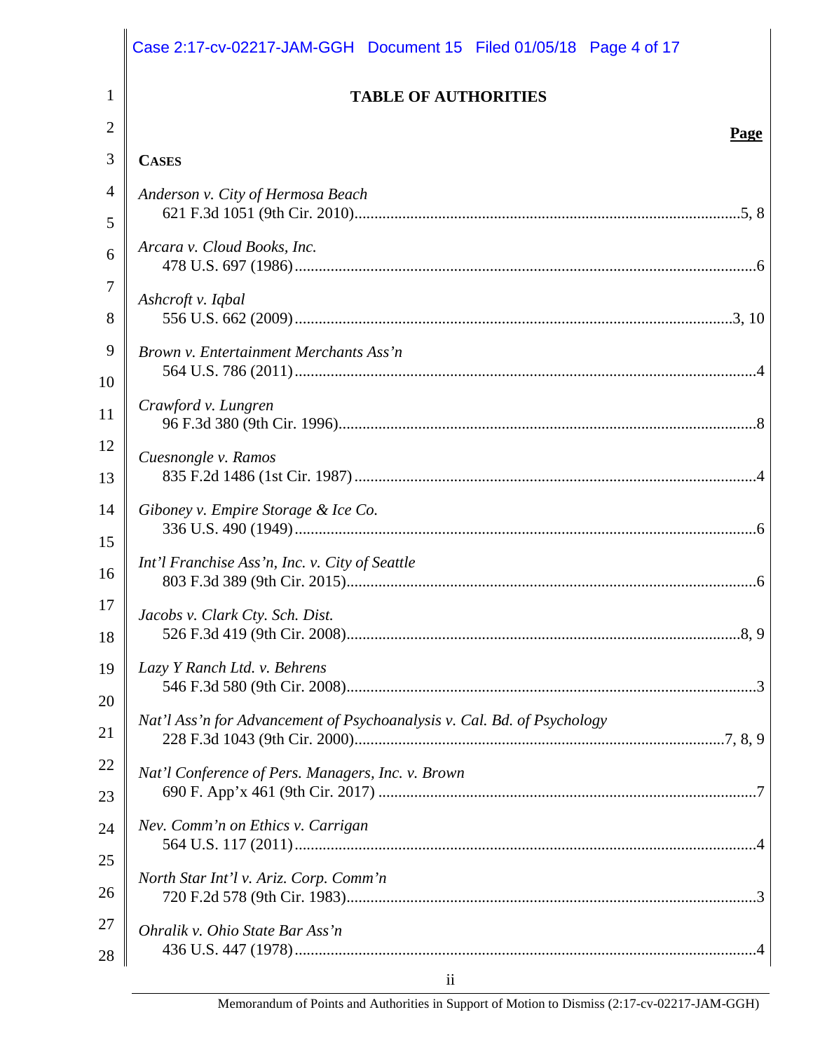# TABLE OF AUTHORITIES

**Page**

**CASES**

*Anderson v. City of Hermosa Beach*
621 F.3d 1051 (9th Cir. 2010)........................................5, 8

*Arcara v. Cloud Books, Inc.*
478 U.S. 697 (1986)........................................6

*Ashcroft v. Iqbal*
556 U.S. 662 (2009)........................................3, 10

*Brown v. Entertainment Merchants Ass'n*
564 U.S. 786 (2011)........................................4

*Crawford v. Lungren*
96 F.3d 380 (9th Cir. 1996)........................................8

*Cuesnongle v. Ramos*
835 F.2d 1486 (1st Cir. 1987)........................................4

*Giboney v. Empire Storage & Ice Co.*
336 U.S. 490 (1949)........................................6

*Int'l Franchise Ass'n, Inc. v. City of Seattle*
803 F.3d 389 (9th Cir. 2015)........................................6

*Jacobs v. Clark Cty. Sch. Dist.*
526 F.3d 419 (9th Cir. 2008)........................................8, 9

*Lazy Y Ranch Ltd. v. Behrens*
546 F.3d 580 (9th Cir. 2008)........................................3

*Nat'l Ass'n for Advancement of Psychoanalysis v. Cal. Bd. of Psychology*
228 F.3d 1043 (9th Cir. 2000)........................................7, 8, 9

*Nat'l Conference of Pers. Managers, Inc. v. Brown*
690 F. App'x 461 (9th Cir. 2017)........................................7

*Nev. Comm'n on Ethics v. Carrigan*
564 U.S. 117 (2011)........................................4

*North Star Int'l v. Ariz. Corp. Comm'n*
720 F.2d 578 (9th Cir. 1983)........................................3

*Ohralik v. Ohio State Bar Ass'n*
436 U.S. 447 (1978)........................................4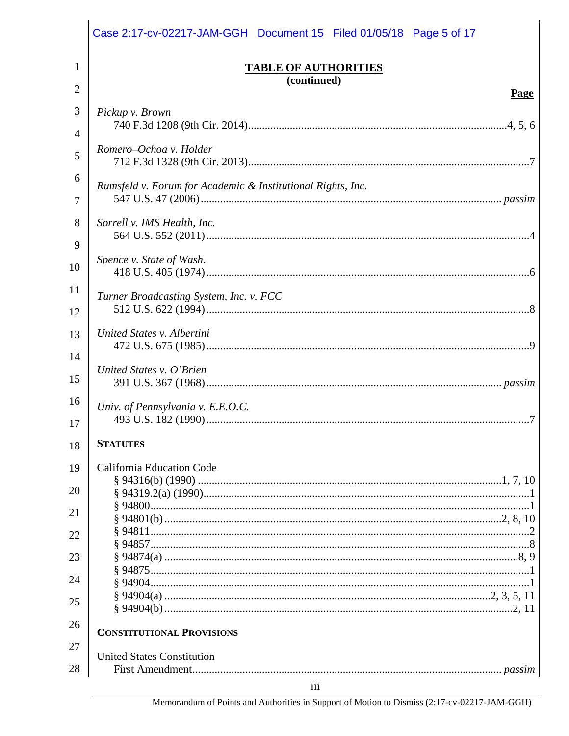## TABLE OF AUTHORITIES
**(continued)**

**Page**

*Pickup v. Brown*
740 F.3d 1208 (9th Cir. 2014)....................4, 5, 6

*Romero–Ochoa v. Holder*
712 F.3d 1328 (9th Cir. 2013)....................7

*Rumsfeld v. Forum for Academic & Institutional Rights, Inc.*
547 U.S. 47 (2006).................... *passim*

*Sorrell v. IMS Health, Inc.*
564 U.S. 552 (2011)....................4

*Spence v. State of Wash.*
418 U.S. 405 (1974)....................6

*Turner Broadcasting System, Inc. v. FCC*
512 U.S. 622 (1994)....................8

*United States v. Albertini*
472 U.S. 675 (1985)....................9

*United States v. O'Brien*
391 U.S. 367 (1968).................... *passim*

*Univ. of Pennsylvania v. E.E.O.C.*
493 U.S. 182 (1990)....................7

**STATUTES**

California Education Code
§ 94316(b) (1990)....................1, 7, 10
§ 94319.2(a) (1990)....................1
§ 94800....................1
§ 94801(b)....................2, 8, 10
§ 94811....................2
§ 94857....................8
§ 94874(a)....................8, 9
§ 94875....................1
§ 94904....................1
§ 94904(a)....................2, 3, 5, 11
§ 94904(b)....................2, 11

**CONSTITUTIONAL PROVISIONS**

United States Constitution
First Amendment.................... *passim*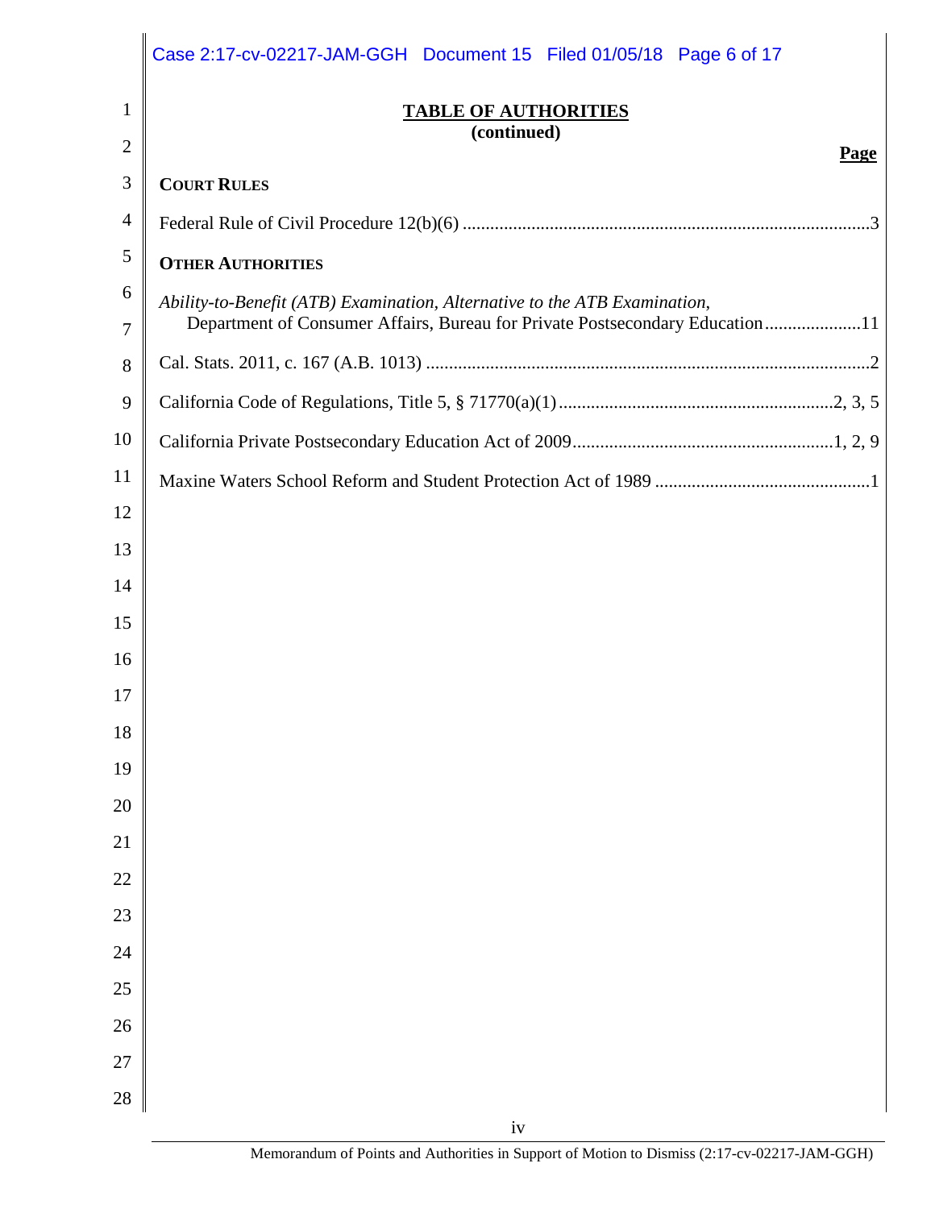## TABLE OF AUTHORITIES
**(continued)**

**Page**

**COURT RULES**

Federal Rule of Civil Procedure 12(b)(6) ........................................................................................3

**OTHER AUTHORITIES**

*Ability-to-Benefit (ATB) Examination, Alternative to the ATB Examination*, Department of Consumer Affairs, Bureau for Private Postsecondary Education.....................11

Cal. Stats. 2011, c. 167 (A.B. 1013) ................................................................................................2

California Code of Regulations, Title 5, § 71770(a)(1)............................................................2, 3, 5

California Private Postsecondary Education Act of 2009.........................................................1, 2, 9

Maxine Waters School Reform and Student Protection Act of 1989 ...............................................1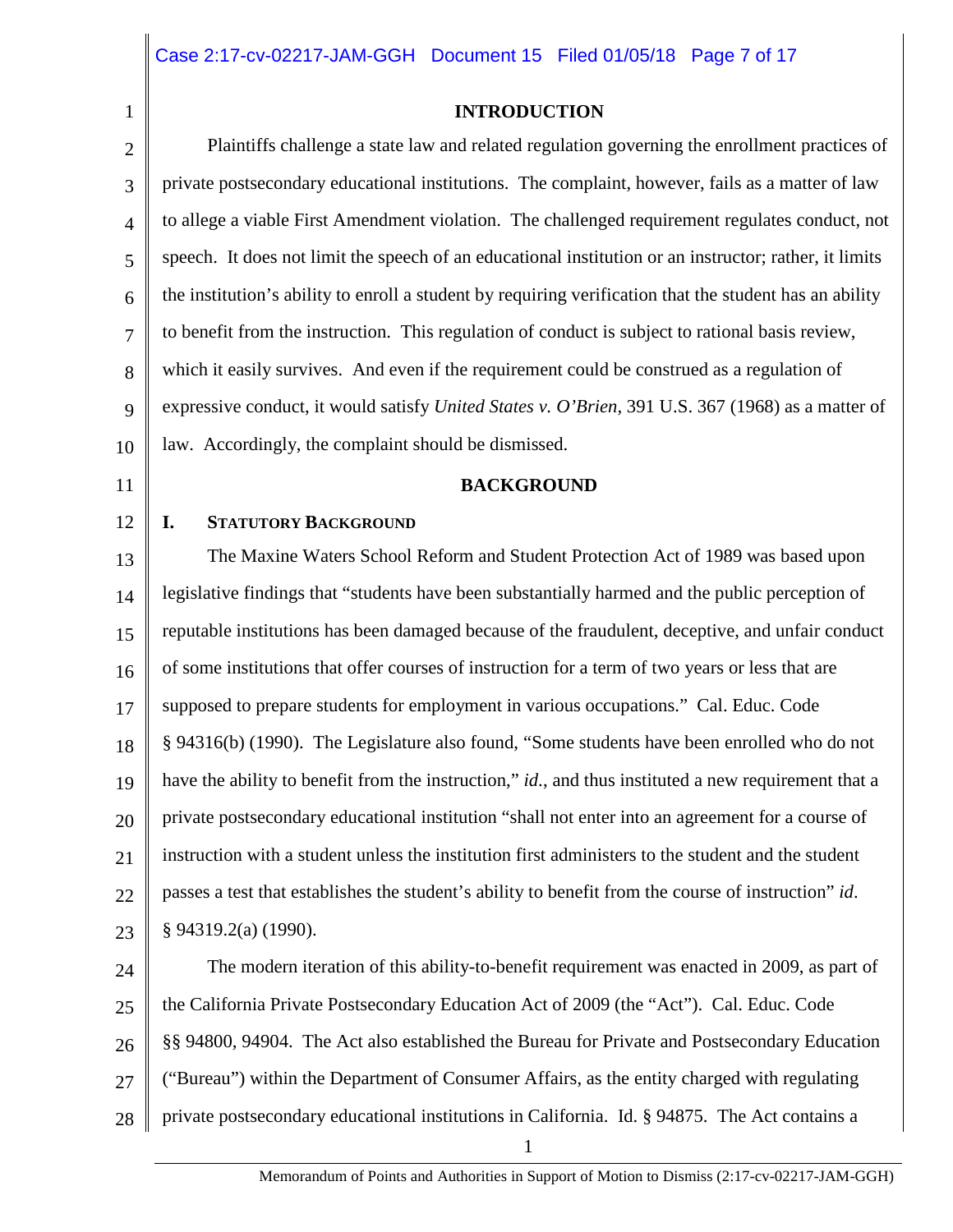## INTRODUCTION

Plaintiffs challenge a state law and related regulation governing the enrollment practices of private postsecondary educational institutions. The complaint, however, fails as a matter of law to allege a viable First Amendment violation. The challenged requirement regulates conduct, not speech. It does not limit the speech of an educational institution or an instructor; rather, it limits the institution's ability to enroll a student by requiring verification that the student has an ability to benefit from the instruction. This regulation of conduct is subject to rational basis review, which it easily survives. And even if the requirement could be construed as a regulation of expressive conduct, it would satisfy *United States v. O'Brien*, 391 U.S. 367 (1968) as a matter of law. Accordingly, the complaint should be dismissed.

## BACKGROUND

### I. Statutory Background

The Maxine Waters School Reform and Student Protection Act of 1989 was based upon legislative findings that "students have been substantially harmed and the public perception of reputable institutions has been damaged because of the fraudulent, deceptive, and unfair conduct of some institutions that offer courses of instruction for a term of two years or less that are supposed to prepare students for employment in various occupations." Cal. Educ. Code § 94316(b) (1990). The Legislature also found, "Some students have been enrolled who do not have the ability to benefit from the instruction," *id*., and thus instituted a new requirement that a private postsecondary educational institution "shall not enter into an agreement for a course of instruction with a student unless the institution first administers to the student and the student passes a test that establishes the student's ability to benefit from the course of instruction" *id*. § 94319.2(a) (1990).

The modern iteration of this ability-to-benefit requirement was enacted in 2009, as part of the California Private Postsecondary Education Act of 2009 (the "Act"). Cal. Educ. Code §§ 94800, 94904. The Act also established the Bureau for Private and Postsecondary Education ("Bureau") within the Department of Consumer Affairs, as the entity charged with regulating private postsecondary educational institutions in California. Id. § 94875. The Act contains a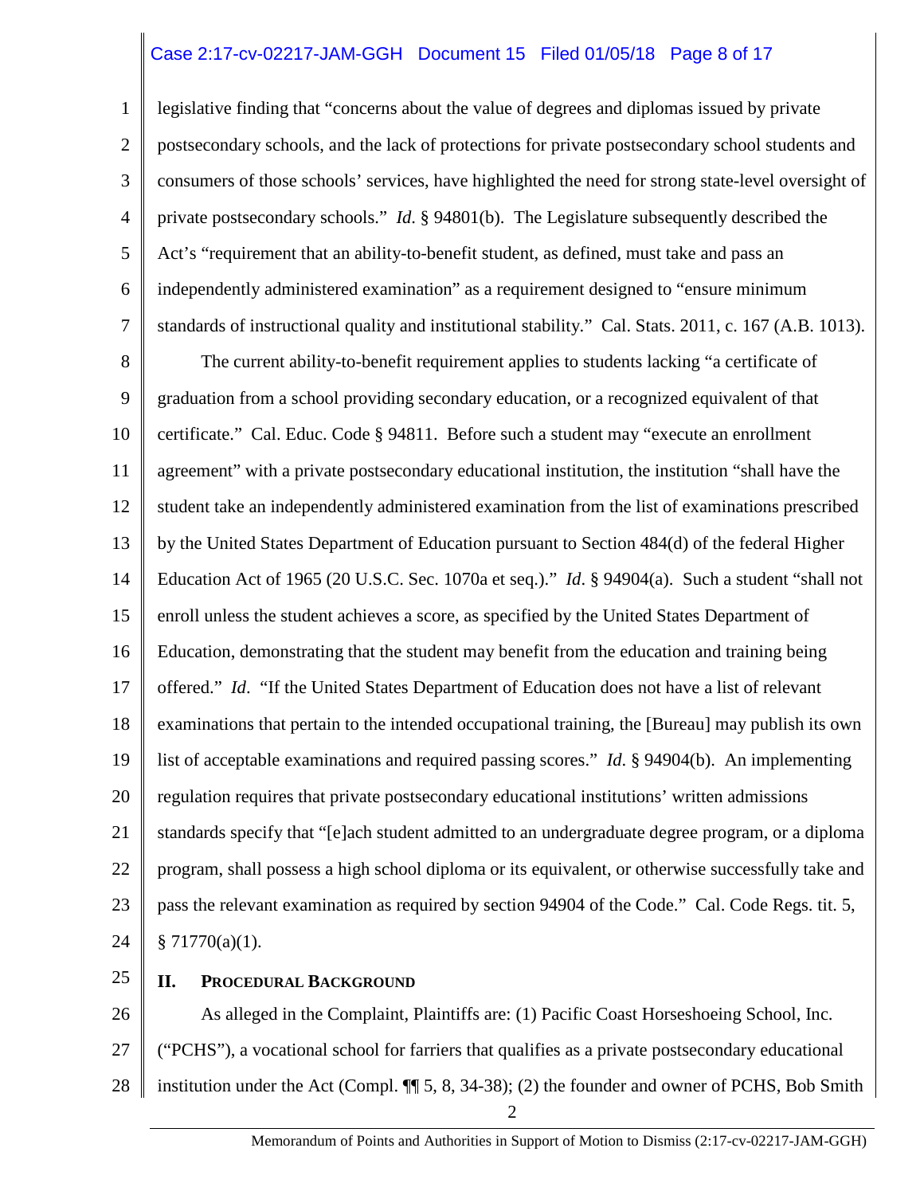legislative finding that "concerns about the value of degrees and diplomas issued by private postsecondary schools, and the lack of protections for private postsecondary school students and consumers of those schools' services, have highlighted the need for strong state-level oversight of private postsecondary schools." *Id.* § 94801(b). The Legislature subsequently described the Act's "requirement that an ability-to-benefit student, as defined, must take and pass an independently administered examination" as a requirement designed to "ensure minimum standards of instructional quality and institutional stability." Cal. Stats. 2011, c. 167 (A.B. 1013).

The current ability-to-benefit requirement applies to students lacking "a certificate of graduation from a school providing secondary education, or a recognized equivalent of that certificate." Cal. Educ. Code § 94811. Before such a student may "execute an enrollment agreement" with a private postsecondary educational institution, the institution "shall have the student take an independently administered examination from the list of examinations prescribed by the United States Department of Education pursuant to Section 484(d) of the federal Higher Education Act of 1965 (20 U.S.C. Sec. 1070a et seq.)." *Id.* § 94904(a). Such a student "shall not enroll unless the student achieves a score, as specified by the United States Department of Education, demonstrating that the student may benefit from the education and training being offered." *Id*. "If the United States Department of Education does not have a list of relevant examinations that pertain to the intended occupational training, the [Bureau] may publish its own list of acceptable examinations and required passing scores." *Id.* § 94904(b). An implementing regulation requires that private postsecondary educational institutions' written admissions standards specify that "[e]ach student admitted to an undergraduate degree program, or a diploma program, shall possess a high school diploma or its equivalent, or otherwise successfully take and pass the relevant examination as required by section 94904 of the Code." Cal. Code Regs. tit. 5, § 71770(a)(1).

## II. PROCEDURAL BACKGROUND

As alleged in the Complaint, Plaintiffs are: (1) Pacific Coast Horseshoeing School, Inc. ("PCHS"), a vocational school for farriers that qualifies as a private postsecondary educational institution under the Act (Compl. ¶¶ 5, 8, 34-38); (2) the founder and owner of PCHS, Bob Smith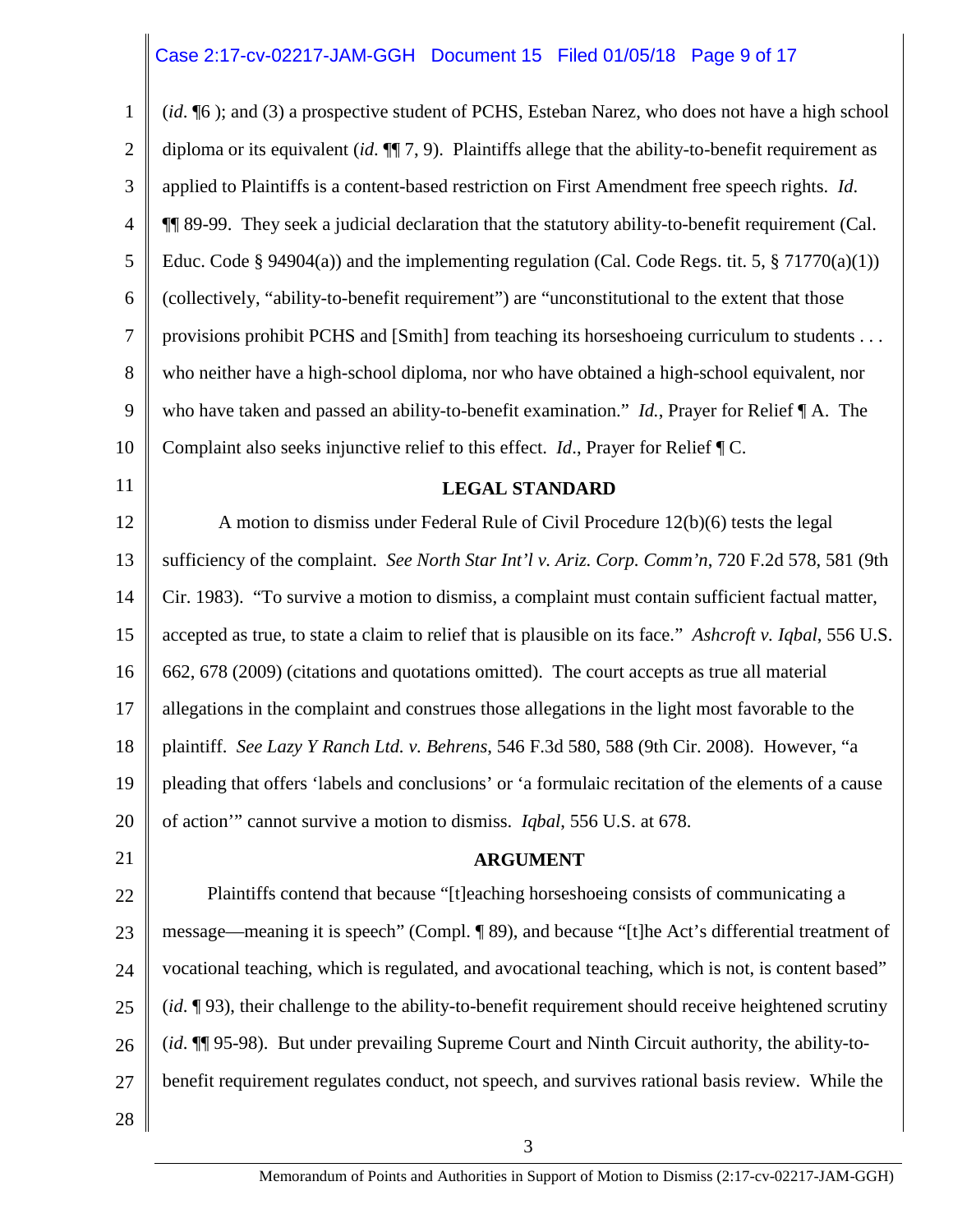(*id*. ¶6 ); and (3) a prospective student of PCHS, Esteban Narez, who does not have a high school diploma or its equivalent (*id*. ¶¶ 7, 9). Plaintiffs allege that the ability-to-benefit requirement as applied to Plaintiffs is a content-based restriction on First Amendment free speech rights. *Id*. ¶¶ 89-99. They seek a judicial declaration that the statutory ability-to-benefit requirement (Cal. Educ. Code § 94904(a)) and the implementing regulation (Cal. Code Regs. tit. 5, § 71770(a)(1)) (collectively, "ability-to-benefit requirement") are "unconstitutional to the extent that those provisions prohibit PCHS and [Smith] from teaching its horseshoeing curriculum to students . . . who neither have a high-school diploma, nor who have obtained a high-school equivalent, nor who have taken and passed an ability-to-benefit examination." *Id.*, Prayer for Relief ¶ A. The Complaint also seeks injunctive relief to this effect. *Id*., Prayer for Relief ¶ C.

## LEGAL STANDARD

A motion to dismiss under Federal Rule of Civil Procedure 12(b)(6) tests the legal sufficiency of the complaint. *See North Star Int'l v. Ariz. Corp. Comm'n*, 720 F.2d 578, 581 (9th Cir. 1983). "To survive a motion to dismiss, a complaint must contain sufficient factual matter, accepted as true, to state a claim to relief that is plausible on its face." *Ashcroft v. Iqbal*, 556 U.S. 662, 678 (2009) (citations and quotations omitted). The court accepts as true all material allegations in the complaint and construes those allegations in the light most favorable to the plaintiff. *See Lazy Y Ranch Ltd. v. Behrens*, 546 F.3d 580, 588 (9th Cir. 2008). However, "a pleading that offers 'labels and conclusions' or 'a formulaic recitation of the elements of a cause of action'" cannot survive a motion to dismiss. *Iqbal*, 556 U.S. at 678.

## ARGUMENT

Plaintiffs contend that because "[t]eaching horseshoeing consists of communicating a message—meaning it is speech" (Compl. ¶ 89), and because "[t]he Act's differential treatment of vocational teaching, which is regulated, and avocational teaching, which is not, is content based" (*id*. ¶ 93), their challenge to the ability-to-benefit requirement should receive heightened scrutiny (*id*. ¶¶ 95-98). But under prevailing Supreme Court and Ninth Circuit authority, the ability-to-benefit requirement regulates conduct, not speech, and survives rational basis review. While the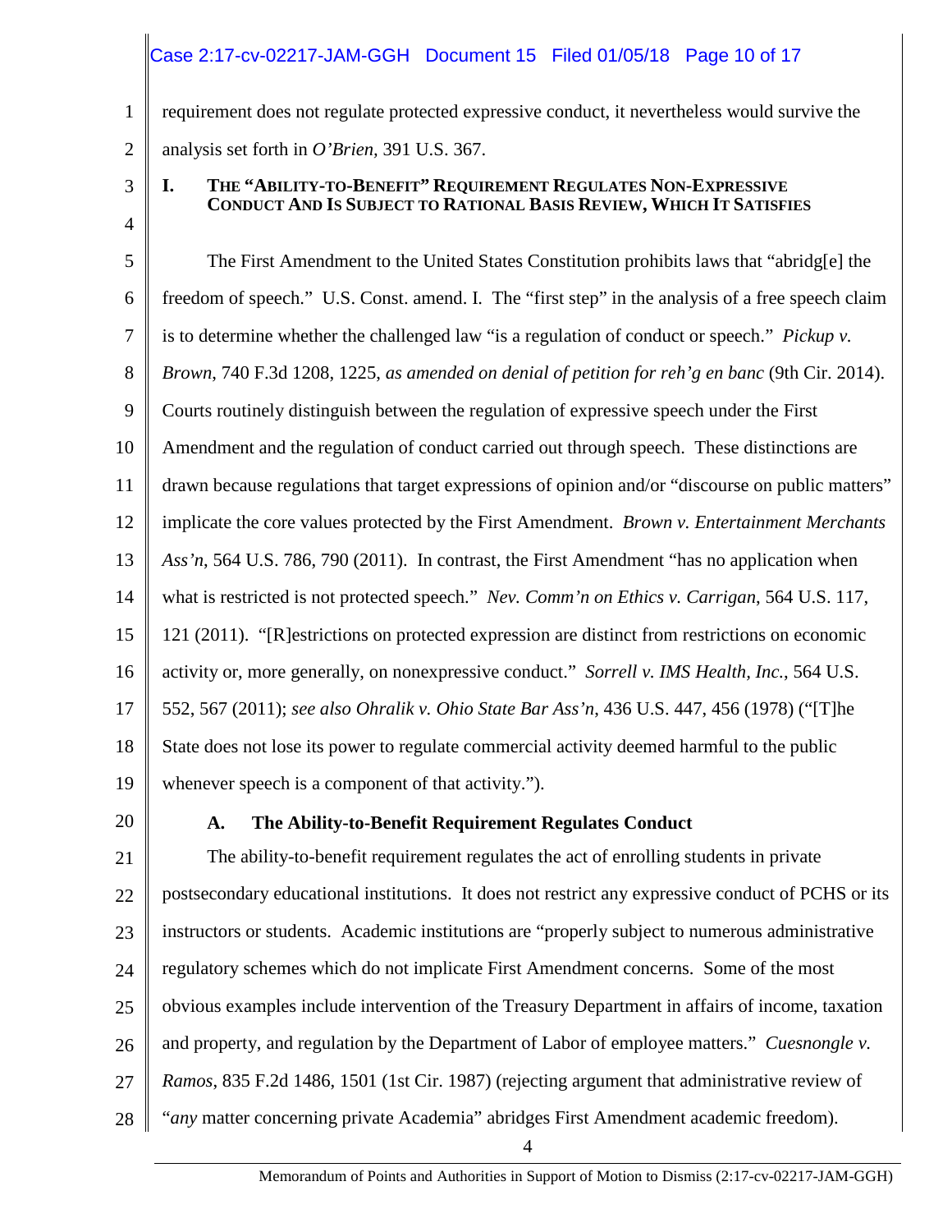requirement does not regulate protected expressive conduct, it nevertheless would survive the analysis set forth in *O'Brien*, 391 U.S. 367.

## I. The "Ability-to-Benefit" Requirement Regulates Non-Expressive Conduct And Is Subject to Rational Basis Review, Which It Satisfies

The First Amendment to the United States Constitution prohibits laws that "abridg[e] the freedom of speech." U.S. Const. amend. I. The "first step" in the analysis of a free speech claim is to determine whether the challenged law "is a regulation of conduct or speech." *Pickup v. Brown*, 740 F.3d 1208, 1225, *as amended on denial of petition for reh'g en banc* (9th Cir. 2014). Courts routinely distinguish between the regulation of expressive speech under the First Amendment and the regulation of conduct carried out through speech. These distinctions are drawn because regulations that target expressions of opinion and/or "discourse on public matters" implicate the core values protected by the First Amendment. *Brown v. Entertainment Merchants Ass'n*, 564 U.S. 786, 790 (2011). In contrast, the First Amendment "has no application when what is restricted is not protected speech." *Nev. Comm'n on Ethics v. Carrigan*, 564 U.S. 117, 121 (2011). "[R]estrictions on protected expression are distinct from restrictions on economic activity or, more generally, on nonexpressive conduct." *Sorrell v. IMS Health, Inc.*, 564 U.S. 552, 567 (2011); *see also Ohralik v. Ohio State Bar Ass'n*, 436 U.S. 447, 456 (1978) ("[T]he State does not lose its power to regulate commercial activity deemed harmful to the public whenever speech is a component of that activity.").

### A. The Ability-to-Benefit Requirement Regulates Conduct

The ability-to-benefit requirement regulates the act of enrolling students in private postsecondary educational institutions. It does not restrict any expressive conduct of PCHS or its instructors or students. Academic institutions are "properly subject to numerous administrative regulatory schemes which do not implicate First Amendment concerns. Some of the most obvious examples include intervention of the Treasury Department in affairs of income, taxation and property, and regulation by the Department of Labor of employee matters." *Cuesnongle v. Ramos*, 835 F.2d 1486, 1501 (1st Cir. 1987) (rejecting argument that administrative review of "*any* matter concerning private Academia" abridges First Amendment academic freedom).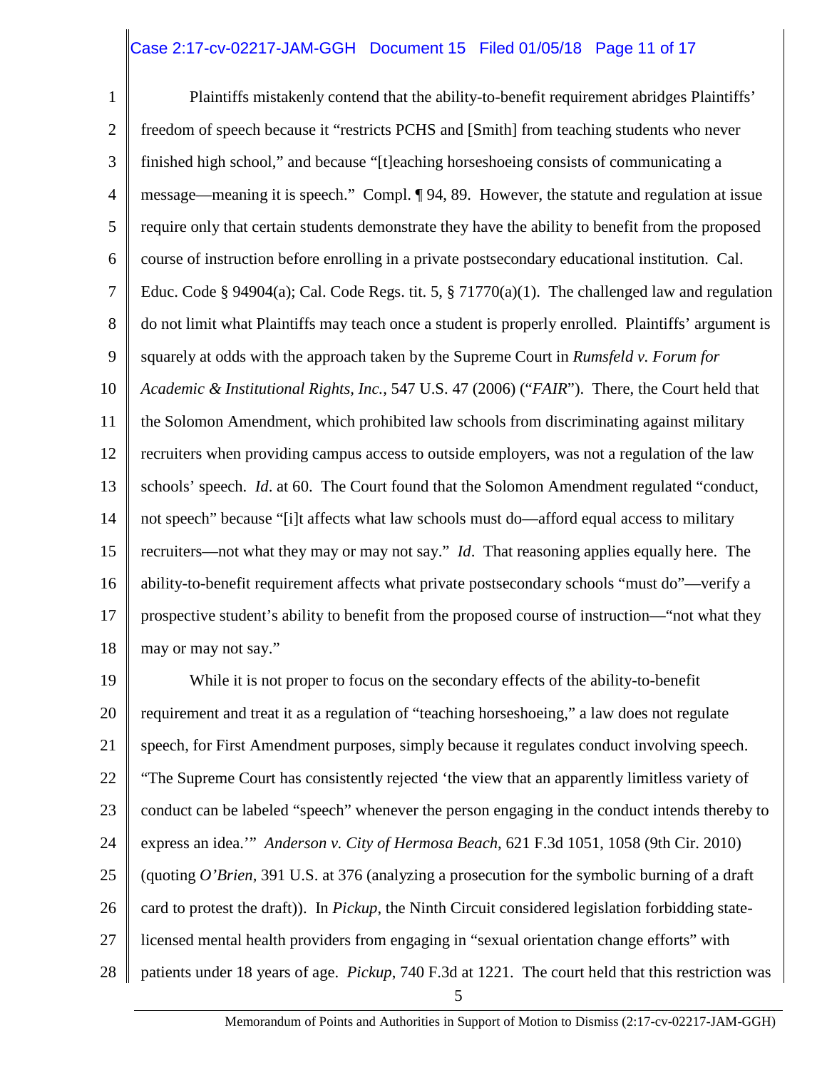Plaintiffs mistakenly contend that the ability-to-benefit requirement abridges Plaintiffs' freedom of speech because it "restricts PCHS and [Smith] from teaching students who never finished high school," and because "[t]eaching horseshoeing consists of communicating a message—meaning it is speech." Compl. ¶ 94, 89. However, the statute and regulation at issue require only that certain students demonstrate they have the ability to benefit from the proposed course of instruction before enrolling in a private postsecondary educational institution. Cal. Educ. Code § 94904(a); Cal. Code Regs. tit. 5, § 71770(a)(1). The challenged law and regulation do not limit what Plaintiffs may teach once a student is properly enrolled. Plaintiffs' argument is squarely at odds with the approach taken by the Supreme Court in *Rumsfeld v. Forum for Academic & Institutional Rights, Inc.*, 547 U.S. 47 (2006) ("*FAIR*"). There, the Court held that the Solomon Amendment, which prohibited law schools from discriminating against military recruiters when providing campus access to outside employers, was not a regulation of the law schools' speech. *Id*. at 60. The Court found that the Solomon Amendment regulated "conduct, not speech" because "[i]t affects what law schools must do—afford equal access to military recruiters—not what they may or may not say." *Id*. That reasoning applies equally here. The ability-to-benefit requirement affects what private postsecondary schools "must do"—verify a prospective student's ability to benefit from the proposed course of instruction—"not what they may or may not say."

While it is not proper to focus on the secondary effects of the ability-to-benefit requirement and treat it as a regulation of "teaching horseshoeing," a law does not regulate speech, for First Amendment purposes, simply because it regulates conduct involving speech. "The Supreme Court has consistently rejected 'the view that an apparently limitless variety of conduct can be labeled "speech" whenever the person engaging in the conduct intends thereby to express an idea.'" *Anderson v. City of Hermosa Beach*, 621 F.3d 1051, 1058 (9th Cir. 2010) (quoting *O'Brien*, 391 U.S. at 376 (analyzing a prosecution for the symbolic burning of a draft card to protest the draft)). In *Pickup*, the Ninth Circuit considered legislation forbidding state-licensed mental health providers from engaging in "sexual orientation change efforts" with patients under 18 years of age. *Pickup*, 740 F.3d at 1221. The court held that this restriction was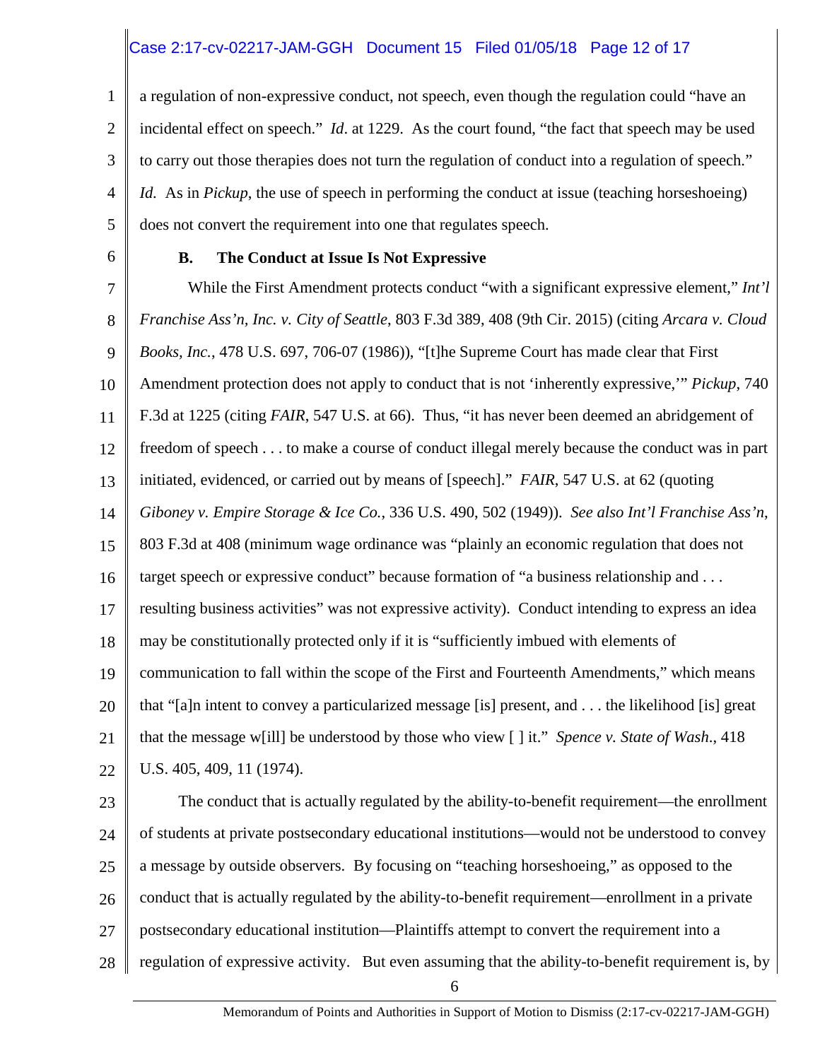a regulation of non-expressive conduct, not speech, even though the regulation could "have an incidental effect on speech." *Id*. at 1229. As the court found, "the fact that speech may be used to carry out those therapies does not turn the regulation of conduct into a regulation of speech." *Id*. As in *Pickup*, the use of speech in performing the conduct at issue (teaching horseshoeing) does not convert the requirement into one that regulates speech.

**B. The Conduct at Issue Is Not Expressive**

While the First Amendment protects conduct "with a significant expressive element," *Int'l Franchise Ass'n, Inc. v. City of Seattle*, 803 F.3d 389, 408 (9th Cir. 2015) (citing *Arcara v. Cloud Books, Inc.*, 478 U.S. 697, 706-07 (1986)), "[t]he Supreme Court has made clear that First Amendment protection does not apply to conduct that is not 'inherently expressive,'" *Pickup*, 740 F.3d at 1225 (citing *FAIR*, 547 U.S. at 66). Thus, "it has never been deemed an abridgement of freedom of speech . . . to make a course of conduct illegal merely because the conduct was in part initiated, evidenced, or carried out by means of [speech]." *FAIR*, 547 U.S. at 62 (quoting *Giboney v. Empire Storage & Ice Co.*, 336 U.S. 490, 502 (1949)). *See also Int'l Franchise Ass'n*, 803 F.3d at 408 (minimum wage ordinance was "plainly an economic regulation that does not target speech or expressive conduct" because formation of "a business relationship and . . . resulting business activities" was not expressive activity). Conduct intending to express an idea may be constitutionally protected only if it is "sufficiently imbued with elements of communication to fall within the scope of the First and Fourteenth Amendments," which means that "[a]n intent to convey a particularized message [is] present, and . . . the likelihood [is] great that the message w[ill] be understood by those who view [ ] it." *Spence v. State of Wash*., 418 U.S. 405, 409, 11 (1974).

The conduct that is actually regulated by the ability-to-benefit requirement—the enrollment of students at private postsecondary educational institutions—would not be understood to convey a message by outside observers. By focusing on "teaching horseshoeing," as opposed to the conduct that is actually regulated by the ability-to-benefit requirement—enrollment in a private postsecondary educational institution—Plaintiffs attempt to convert the requirement into a regulation of expressive activity. But even assuming that the ability-to-benefit requirement is, by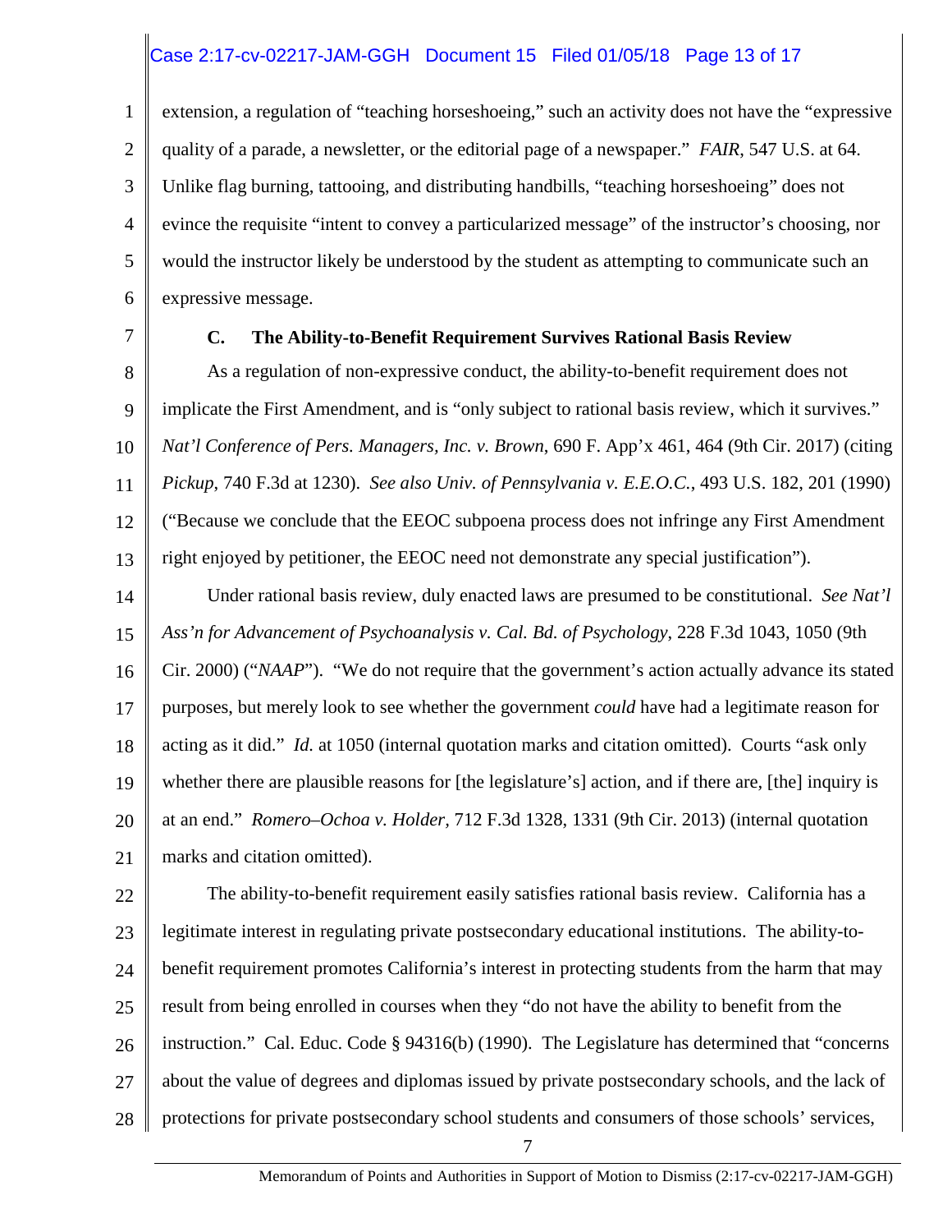extension, a regulation of "teaching horseshoeing," such an activity does not have the "expressive quality of a parade, a newsletter, or the editorial page of a newspaper." *FAIR*, 547 U.S. at 64. Unlike flag burning, tattooing, and distributing handbills, "teaching horseshoeing" does not evince the requisite "intent to convey a particularized message" of the instructor's choosing, nor would the instructor likely be understood by the student as attempting to communicate such an expressive message.

### C. The Ability-to-Benefit Requirement Survives Rational Basis Review

As a regulation of non-expressive conduct, the ability-to-benefit requirement does not implicate the First Amendment, and is "only subject to rational basis review, which it survives." *Nat'l Conference of Pers. Managers, Inc. v. Brown*, 690 F. App'x 461, 464 (9th Cir. 2017) (citing *Pickup*, 740 F.3d at 1230). *See also Univ. of Pennsylvania v. E.E.O.C.*, 493 U.S. 182, 201 (1990) ("Because we conclude that the EEOC subpoena process does not infringe any First Amendment right enjoyed by petitioner, the EEOC need not demonstrate any special justification").

Under rational basis review, duly enacted laws are presumed to be constitutional. *See Nat'l Ass'n for Advancement of Psychoanalysis v. Cal. Bd. of Psychology*, 228 F.3d 1043, 1050 (9th Cir. 2000) ("*NAAP*"). "We do not require that the government's action actually advance its stated purposes, but merely look to see whether the government *could* have had a legitimate reason for acting as it did." *Id.* at 1050 (internal quotation marks and citation omitted). Courts "ask only whether there are plausible reasons for [the legislature's] action, and if there are, [the] inquiry is at an end." *Romero–Ochoa v. Holder,* 712 F.3d 1328, 1331 (9th Cir. 2013) (internal quotation marks and citation omitted).

The ability-to-benefit requirement easily satisfies rational basis review. California has a legitimate interest in regulating private postsecondary educational institutions. The ability-to-benefit requirement promotes California's interest in protecting students from the harm that may result from being enrolled in courses when they "do not have the ability to benefit from the instruction." Cal. Educ. Code § 94316(b) (1990). The Legislature has determined that "concerns about the value of degrees and diplomas issued by private postsecondary schools, and the lack of protections for private postsecondary school students and consumers of those schools' services,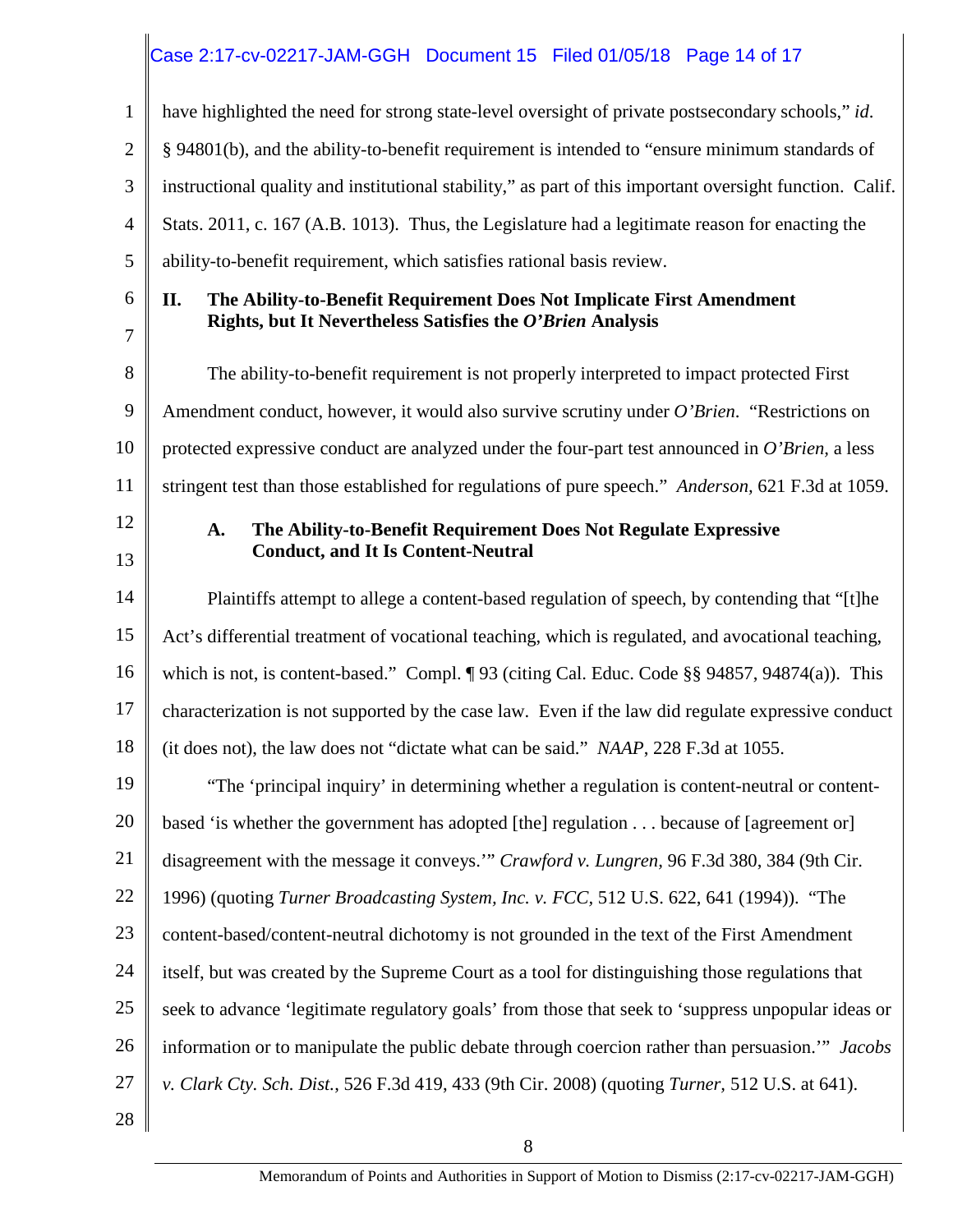have highlighted the need for strong state-level oversight of private postsecondary schools," *id.* § 94801(b), and the ability-to-benefit requirement is intended to "ensure minimum standards of instructional quality and institutional stability," as part of this important oversight function. Calif. Stats. 2011, c. 167 (A.B. 1013). Thus, the Legislature had a legitimate reason for enacting the ability-to-benefit requirement, which satisfies rational basis review.

## II. The Ability-to-Benefit Requirement Does Not Implicate First Amendment Rights, but It Nevertheless Satisfies the *O'Brien* Analysis

The ability-to-benefit requirement is not properly interpreted to impact protected First Amendment conduct, however, it would also survive scrutiny under *O'Brien*. "Restrictions on protected expressive conduct are analyzed under the four-part test announced in *O'Brien,* a less stringent test than those established for regulations of pure speech." *Anderson*, 621 F.3d at 1059.

### A. The Ability-to-Benefit Requirement Does Not Regulate Expressive Conduct, and It Is Content-Neutral

Plaintiffs attempt to allege a content-based regulation of speech, by contending that "[t]he Act's differential treatment of vocational teaching, which is regulated, and avocational teaching, which is not, is content-based." Compl. ¶ 93 (citing Cal. Educ. Code §§ 94857, 94874(a)). This characterization is not supported by the case law. Even if the law did regulate expressive conduct (it does not), the law does not "dictate what can be said." *NAAP*, 228 F.3d at 1055.

"The 'principal inquiry' in determining whether a regulation is content-neutral or content-based 'is whether the government has adopted [the] regulation . . . because of [agreement or] disagreement with the message it conveys.'" *Crawford v. Lungren,* 96 F.3d 380, 384 (9th Cir. 1996) (quoting *Turner Broadcasting System, Inc. v. FCC,* 512 U.S. 622, 641 (1994)). "The content-based/content-neutral dichotomy is not grounded in the text of the First Amendment itself, but was created by the Supreme Court as a tool for distinguishing those regulations that seek to advance 'legitimate regulatory goals' from those that seek to 'suppress unpopular ideas or information or to manipulate the public debate through coercion rather than persuasion.'" *Jacobs v. Clark Cty. Sch. Dist.*, 526 F.3d 419, 433 (9th Cir. 2008) (quoting *Turner,* 512 U.S. at 641).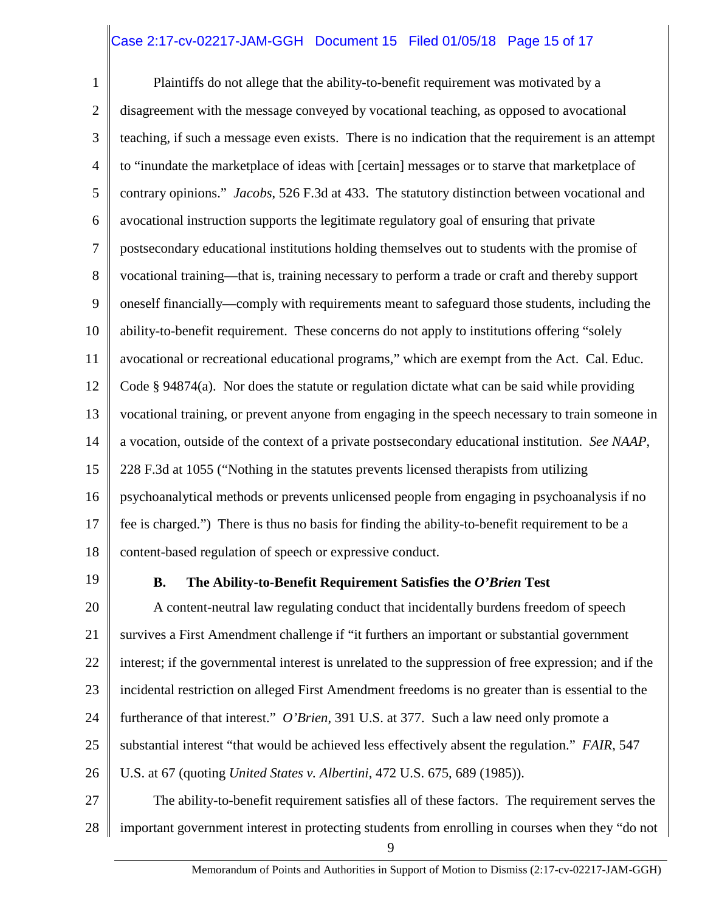Plaintiffs do not allege that the ability-to-benefit requirement was motivated by a disagreement with the message conveyed by vocational teaching, as opposed to avocational teaching, if such a message even exists. There is no indication that the requirement is an attempt to "inundate the marketplace of ideas with [certain] messages or to starve that marketplace of contrary opinions." *Jacobs*, 526 F.3d at 433. The statutory distinction between vocational and avocational instruction supports the legitimate regulatory goal of ensuring that private postsecondary educational institutions holding themselves out to students with the promise of vocational training—that is, training necessary to perform a trade or craft and thereby support oneself financially—comply with requirements meant to safeguard those students, including the ability-to-benefit requirement. These concerns do not apply to institutions offering "solely avocational or recreational educational programs," which are exempt from the Act. Cal. Educ. Code § 94874(a). Nor does the statute or regulation dictate what can be said while providing vocational training, or prevent anyone from engaging in the speech necessary to train someone in a vocation, outside of the context of a private postsecondary educational institution. *See NAAP*, 228 F.3d at 1055 ("Nothing in the statutes prevents licensed therapists from utilizing psychoanalytical methods or prevents unlicensed people from engaging in psychoanalysis if no fee is charged.") There is thus no basis for finding the ability-to-benefit requirement to be a content-based regulation of speech or expressive conduct.

### B. The Ability-to-Benefit Requirement Satisfies the *O'Brien* Test

A content-neutral law regulating conduct that incidentally burdens freedom of speech survives a First Amendment challenge if "it furthers an important or substantial government interest; if the governmental interest is unrelated to the suppression of free expression; and if the incidental restriction on alleged First Amendment freedoms is no greater than is essential to the furtherance of that interest." *O'Brien*, 391 U.S. at 377. Such a law need only promote a substantial interest "that would be achieved less effectively absent the regulation." *FAIR*, 547 U.S. at 67 (quoting *United States v. Albertini*, 472 U.S. 675, 689 (1985)).

The ability-to-benefit requirement satisfies all of these factors. The requirement serves the important government interest in protecting students from enrolling in courses when they "do not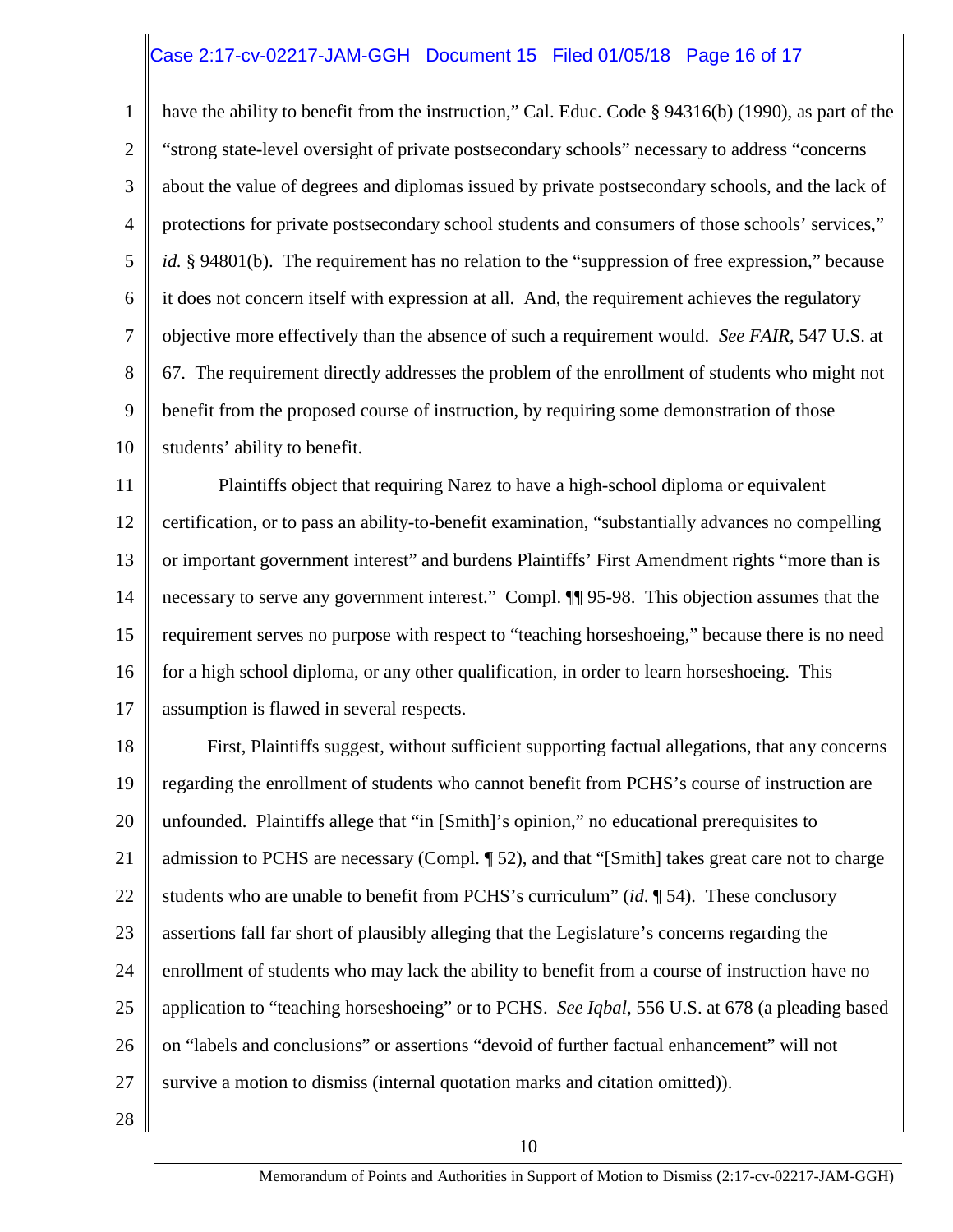have the ability to benefit from the instruction," Cal. Educ. Code § 94316(b) (1990), as part of the "strong state-level oversight of private postsecondary schools" necessary to address "concerns about the value of degrees and diplomas issued by private postsecondary schools, and the lack of protections for private postsecondary school students and consumers of those schools' services," *id.* § 94801(b). The requirement has no relation to the "suppression of free expression," because it does not concern itself with expression at all. And, the requirement achieves the regulatory objective more effectively than the absence of such a requirement would. *See FAIR*, 547 U.S. at 67. The requirement directly addresses the problem of the enrollment of students who might not benefit from the proposed course of instruction, by requiring some demonstration of those students' ability to benefit.

Plaintiffs object that requiring Narez to have a high-school diploma or equivalent certification, or to pass an ability-to-benefit examination, "substantially advances no compelling or important government interest" and burdens Plaintiffs' First Amendment rights "more than is necessary to serve any government interest." Compl. ¶¶ 95-98. This objection assumes that the requirement serves no purpose with respect to "teaching horseshoeing," because there is no need for a high school diploma, or any other qualification, in order to learn horseshoeing. This assumption is flawed in several respects.

First, Plaintiffs suggest, without sufficient supporting factual allegations, that any concerns regarding the enrollment of students who cannot benefit from PCHS's course of instruction are unfounded. Plaintiffs allege that "in [Smith]'s opinion," no educational prerequisites to admission to PCHS are necessary (Compl. ¶ 52), and that "[Smith] takes great care not to charge students who are unable to benefit from PCHS's curriculum" (*id*. ¶ 54). These conclusory assertions fall far short of plausibly alleging that the Legislature's concerns regarding the enrollment of students who may lack the ability to benefit from a course of instruction have no application to "teaching horseshoeing" or to PCHS. *See Iqbal*, 556 U.S. at 678 (a pleading based on "labels and conclusions" or assertions "devoid of further factual enhancement" will not survive a motion to dismiss (internal quotation marks and citation omitted)).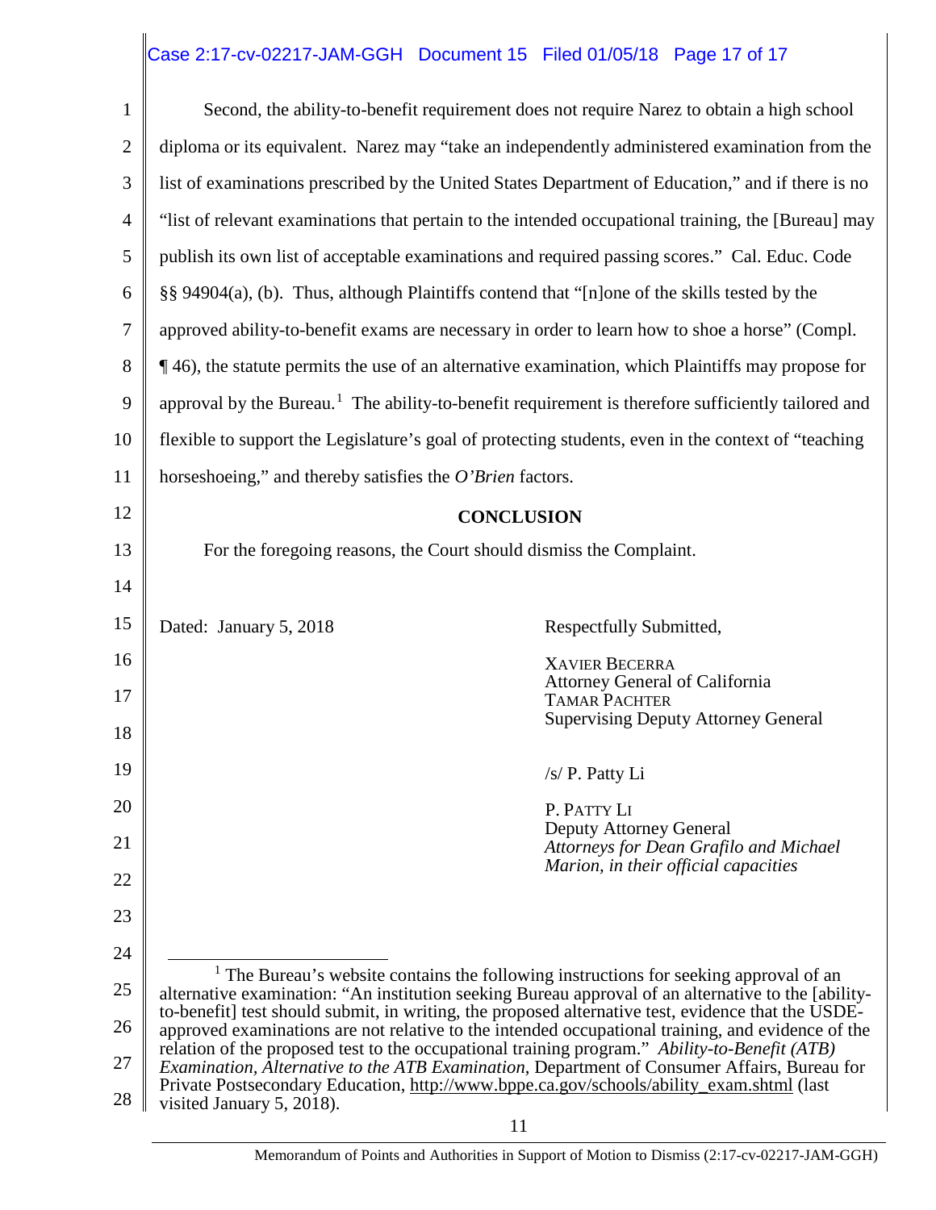Second, the ability-to-benefit requirement does not require Narez to obtain a high school diploma or its equivalent. Narez may "take an independently administered examination from the list of examinations prescribed by the United States Department of Education," and if there is no "list of relevant examinations that pertain to the intended occupational training, the [Bureau] may publish its own list of acceptable examinations and required passing scores." Cal. Educ. Code §§ 94904(a), (b). Thus, although Plaintiffs contend that "[n]one of the skills tested by the approved ability-to-benefit exams are necessary in order to learn how to shoe a horse" (Compl. ¶ 46), the statute permits the use of an alternative examination, which Plaintiffs may propose for approval by the Bureau.[1] The ability-to-benefit requirement is therefore sufficiently tailored and flexible to support the Legislature's goal of protecting students, even in the context of "teaching horseshoeing," and thereby satisfies the *O'Brien* factors.

## CONCLUSION

For the foregoing reasons, the Court should dismiss the Complaint.

Dated: January 5, 2018

Respectfully Submitted,

XAVIER BECERRA
Attorney General of California
TAMAR PACHTER
Supervising Deputy Attorney General

/s/ P. Patty Li

P. PATTY LI
Deputy Attorney General
*Attorneys for Dean Grafilo and Michael Marion, in their official capacities*

[1] The Bureau's website contains the following instructions for seeking approval of an alternative examination: "An institution seeking Bureau approval of an alternative to the [ability-to-benefit] test should submit, in writing, the proposed alternative test, evidence that the USDE-approved examinations are not relative to the intended occupational training, and evidence of the relation of the proposed test to the occupational training program." *Ability-to-Benefit (ATB) Examination, Alternative to the ATB Examination*, Department of Consumer Affairs, Bureau for Private Postsecondary Education, http://www.bppe.ca.gov/schools/ability_exam.shtml (last visited January 5, 2018).